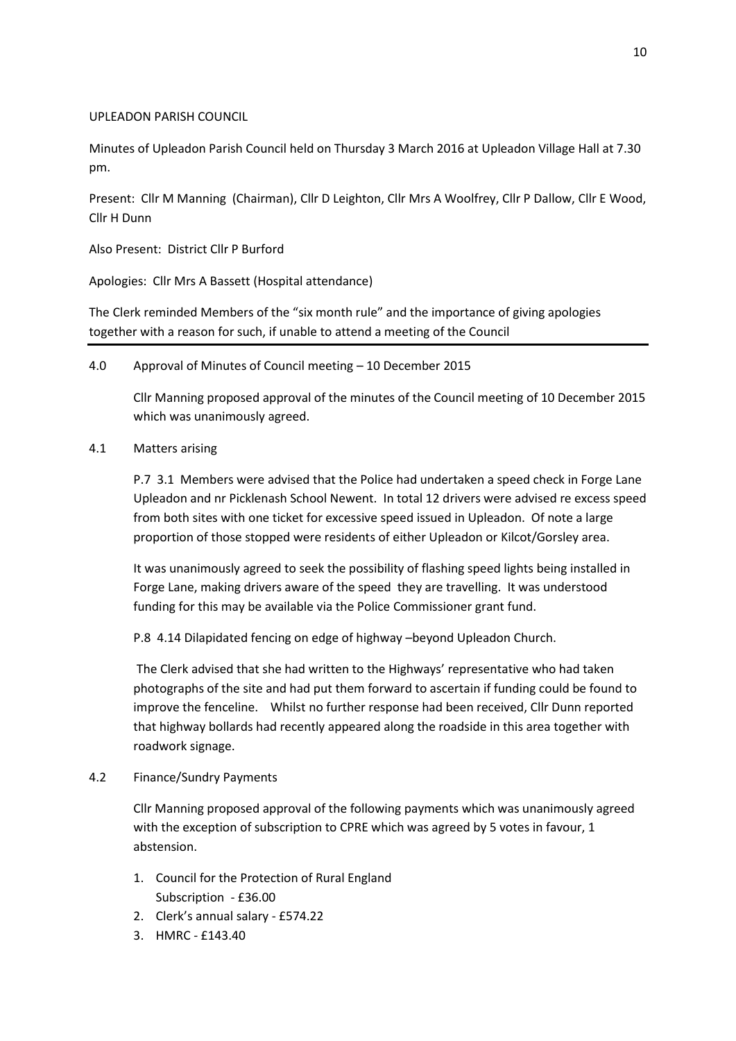UPLEADON PARISH COUNCIL

Minutes of Upleadon Parish Council held on Thursday 3 March 2016 at Upleadon Village Hall at 7.30 pm.

Present: Cllr M Manning (Chairman), Cllr D Leighton, Cllr Mrs A Woolfrey, Cllr P Dallow, Cllr E Wood, Cllr H Dunn

Also Present: District Cllr P Burford

Apologies: Cllr Mrs A Bassett (Hospital attendance)

The Clerk reminded Members of the "six month rule" and the importance of giving apologies together with a reason for such, if unable to attend a meeting of the Council

---

4.0 Approval of Minutes of Council meeting – 10 December 2015

Cllr Manning proposed approval of the minutes of the Council meeting of 10 December 2015 which was unanimously agreed.

4.1 Matters arising

P.7 3.1 Members were advised that the Police had undertaken a speed check in Forge Lane Upleadon and nr Picklenash School Newent. In total 12 drivers were advised re excess speed from both sites with one ticket for excessive speed issued in Upleadon. Of note a large proportion of those stopped were residents of either Upleadon or Kilcot/Gorsley area.

It was unanimously agreed to seek the possibility of flashing speed lights being installed in Forge Lane, making drivers aware of the speed they are travelling. It was understood funding for this may be available via the Police Commissioner grant fund.

P.8 4.14 Dilapidated fencing on edge of highway –beyond Upleadon Church.

The Clerk advised that she had written to the Highways' representative who had taken photographs of the site and had put them forward to ascertain if funding could be found to improve the fenceline. Whilst no further response had been received, Cllr Dunn reported that highway bollards had recently appeared along the roadside in this area together with roadwork signage.

4.2 Finance/Sundry Payments

Cllr Manning proposed approval of the following payments which was unanimously agreed with the exception of subscription to CPRE which was agreed by 5 votes in favour, 1 abstension.

1. Council for the Protection of Rural England
   Subscription - £36.00
2. Clerk's annual salary - £574.22
3. HMRC - £143.40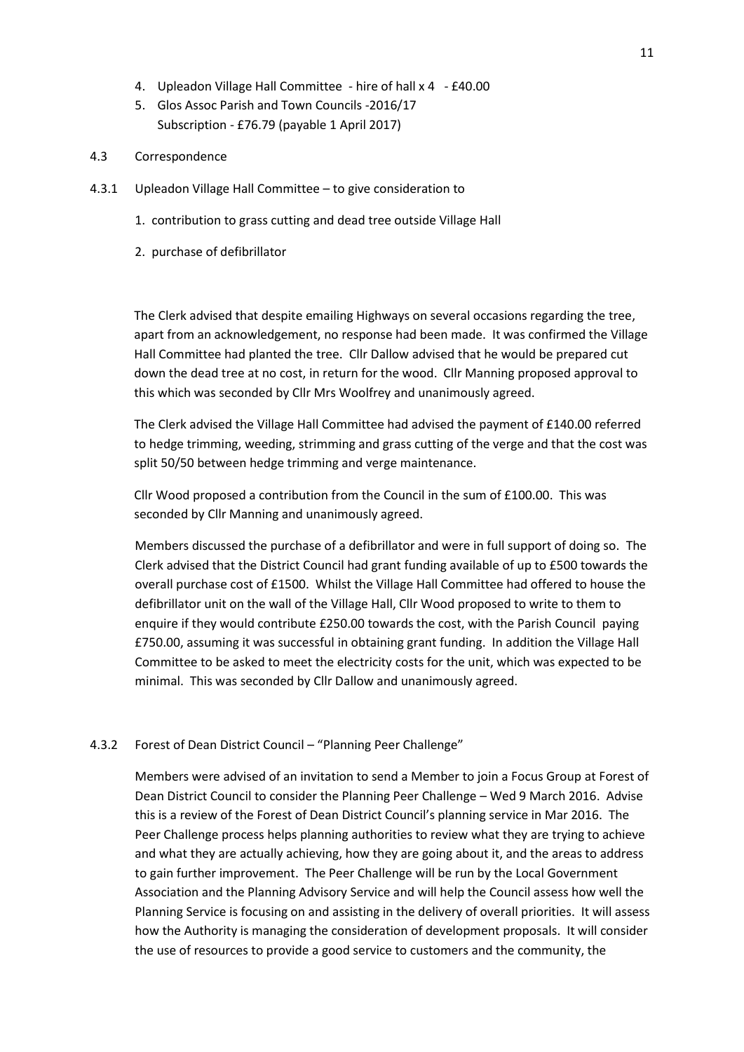4. Upleadon Village Hall Committee - hire of hall x 4 - £40.00
5. Glos Assoc Parish and Town Councils -2016/17 Subscription - £76.79 (payable 1 April 2017)

4.3 Correspondence

4.3.1 Upleadon Village Hall Committee – to give consideration to

1. contribution to grass cutting and dead tree outside Village Hall
2. purchase of defibrillator

The Clerk advised that despite emailing Highways on several occasions regarding the tree, apart from an acknowledgement, no response had been made. It was confirmed the Village Hall Committee had planted the tree. Cllr Dallow advised that he would be prepared cut down the dead tree at no cost, in return for the wood. Cllr Manning proposed approval to this which was seconded by Cllr Mrs Woolfrey and unanimously agreed.

The Clerk advised the Village Hall Committee had advised the payment of £140.00 referred to hedge trimming, weeding, strimming and grass cutting of the verge and that the cost was split 50/50 between hedge trimming and verge maintenance.

Cllr Wood proposed a contribution from the Council in the sum of £100.00. This was seconded by Cllr Manning and unanimously agreed.

Members discussed the purchase of a defibrillator and were in full support of doing so. The Clerk advised that the District Council had grant funding available of up to £500 towards the overall purchase cost of £1500. Whilst the Village Hall Committee had offered to house the defibrillator unit on the wall of the Village Hall, Cllr Wood proposed to write to them to enquire if they would contribute £250.00 towards the cost, with the Parish Council paying £750.00, assuming it was successful in obtaining grant funding. In addition the Village Hall Committee to be asked to meet the electricity costs for the unit, which was expected to be minimal. This was seconded by Cllr Dallow and unanimously agreed.

4.3.2 Forest of Dean District Council – "Planning Peer Challenge"

Members were advised of an invitation to send a Member to join a Focus Group at Forest of Dean District Council to consider the Planning Peer Challenge – Wed 9 March 2016. Advise this is a review of the Forest of Dean District Council's planning service in Mar 2016. The Peer Challenge process helps planning authorities to review what they are trying to achieve and what they are actually achieving, how they are going about it, and the areas to address to gain further improvement. The Peer Challenge will be run by the Local Government Association and the Planning Advisory Service and will help the Council assess how well the Planning Service is focusing on and assisting in the delivery of overall priorities. It will assess how the Authority is managing the consideration of development proposals. It will consider the use of resources to provide a good service to customers and the community, the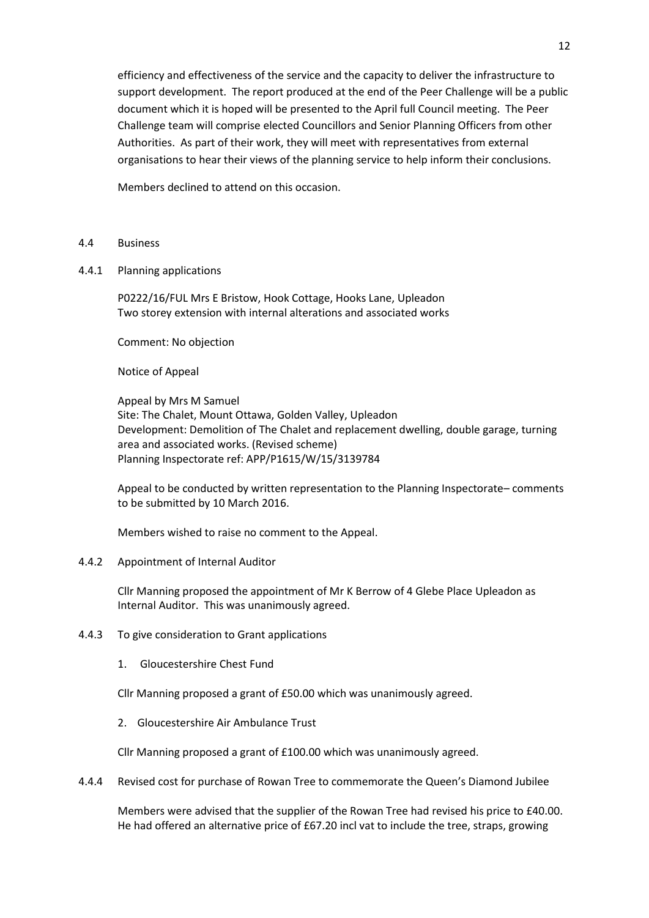efficiency and effectiveness of the service and the capacity to deliver the infrastructure to support development. The report produced at the end of the Peer Challenge will be a public document which it is hoped will be presented to the April full Council meeting. The Peer Challenge team will comprise elected Councillors and Senior Planning Officers from other Authorities. As part of their work, they will meet with representatives from external organisations to hear their views of the planning service to help inform their conclusions.

Members declined to attend on this occasion.

4.4 Business

4.4.1 Planning applications

P0222/16/FUL Mrs E Bristow, Hook Cottage, Hooks Lane, Upleadon
Two storey extension with internal alterations and associated works

Comment: No objection

Notice of Appeal

Appeal by Mrs M Samuel
Site: The Chalet, Mount Ottawa, Golden Valley, Upleadon
Development: Demolition of The Chalet and replacement dwelling, double garage, turning area and associated works. (Revised scheme)
Planning Inspectorate ref: APP/P1615/W/15/3139784

Appeal to be conducted by written representation to the Planning Inspectorate– comments to be submitted by 10 March 2016.

Members wished to raise no comment to the Appeal.

4.4.2 Appointment of Internal Auditor

Cllr Manning proposed the appointment of Mr K Berrow of 4 Glebe Place Upleadon as Internal Auditor. This was unanimously agreed.

4.4.3 To give consideration to Grant applications

1. Gloucestershire Chest Fund

Cllr Manning proposed a grant of £50.00 which was unanimously agreed.

2. Gloucestershire Air Ambulance Trust

Cllr Manning proposed a grant of £100.00 which was unanimously agreed.

4.4.4 Revised cost for purchase of Rowan Tree to commemorate the Queen's Diamond Jubilee

Members were advised that the supplier of the Rowan Tree had revised his price to £40.00. He had offered an alternative price of £67.20 incl vat to include the tree, straps, growing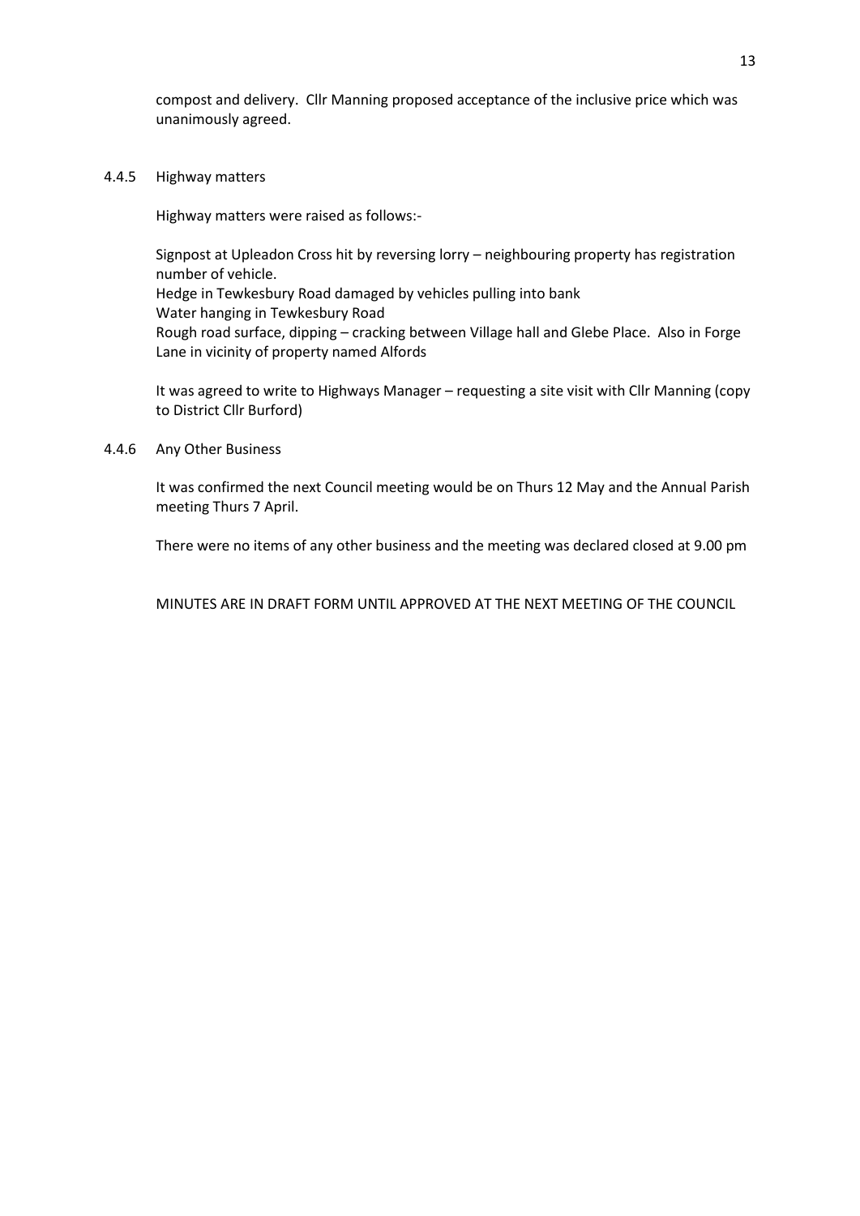compost and delivery. Cllr Manning proposed acceptance of the inclusive price which was unanimously agreed.

4.4.5 Highway matters

Highway matters were raised as follows:-

Signpost at Upleadon Cross hit by reversing lorry – neighbouring property has registration number of vehicle.
Hedge in Tewkesbury Road damaged by vehicles pulling into bank
Water hanging in Tewkesbury Road
Rough road surface, dipping – cracking between Village hall and Glebe Place. Also in Forge Lane in vicinity of property named Alfords

It was agreed to write to Highways Manager – requesting a site visit with Cllr Manning (copy to District Cllr Burford)

4.4.6 Any Other Business

It was confirmed the next Council meeting would be on Thurs 12 May and the Annual Parish meeting Thurs 7 April.

There were no items of any other business and the meeting was declared closed at 9.00 pm

MINUTES ARE IN DRAFT FORM UNTIL APPROVED AT THE NEXT MEETING OF THE COUNCIL